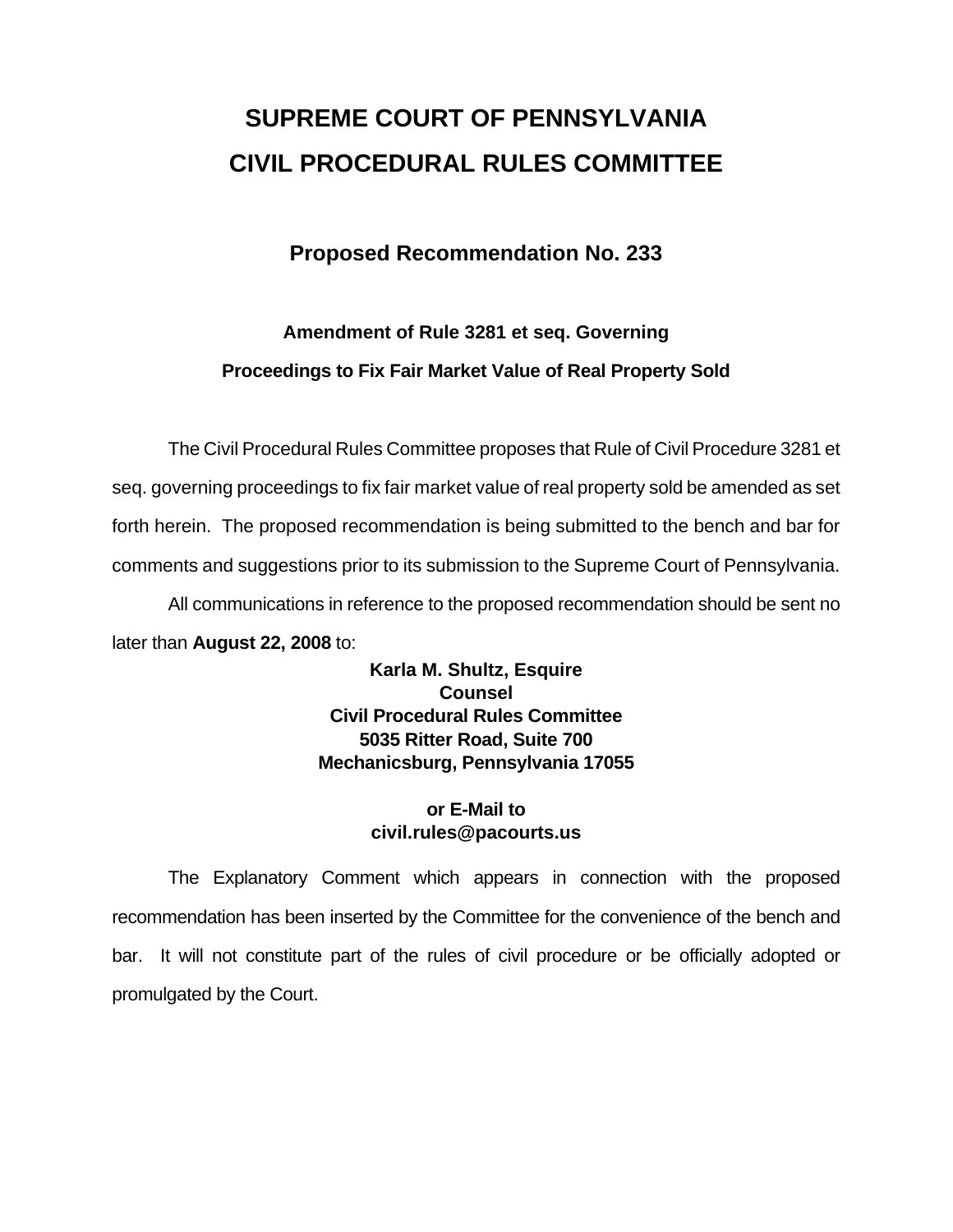# SUPREME COURT OF PENNSYLVANIA
# CIVIL PROCEDURAL RULES COMMITTEE

## Proposed Recommendation No. 233

### Amendment of Rule 3281 et seq. Governing Proceedings to Fix Fair Market Value of Real Property Sold

The Civil Procedural Rules Committee proposes that Rule of Civil Procedure 3281 et seq. governing proceedings to fix fair market value of real property sold be amended as set forth herein. The proposed recommendation is being submitted to the bench and bar for comments and suggestions prior to its submission to the Supreme Court of Pennsylvania.

All communications in reference to the proposed recommendation should be sent no later than **August 22, 2008** to:

**Karla M. Shultz, Esquire**
**Counsel**
**Civil Procedural Rules Committee**
**5035 Ritter Road, Suite 700**
**Mechanicsburg, Pennsylvania 17055**

**or E-Mail to**
**civil.rules@pacourts.us**

The Explanatory Comment which appears in connection with the proposed recommendation has been inserted by the Committee for the convenience of the bench and bar. It will not constitute part of the rules of civil procedure or be officially adopted or promulgated by the Court.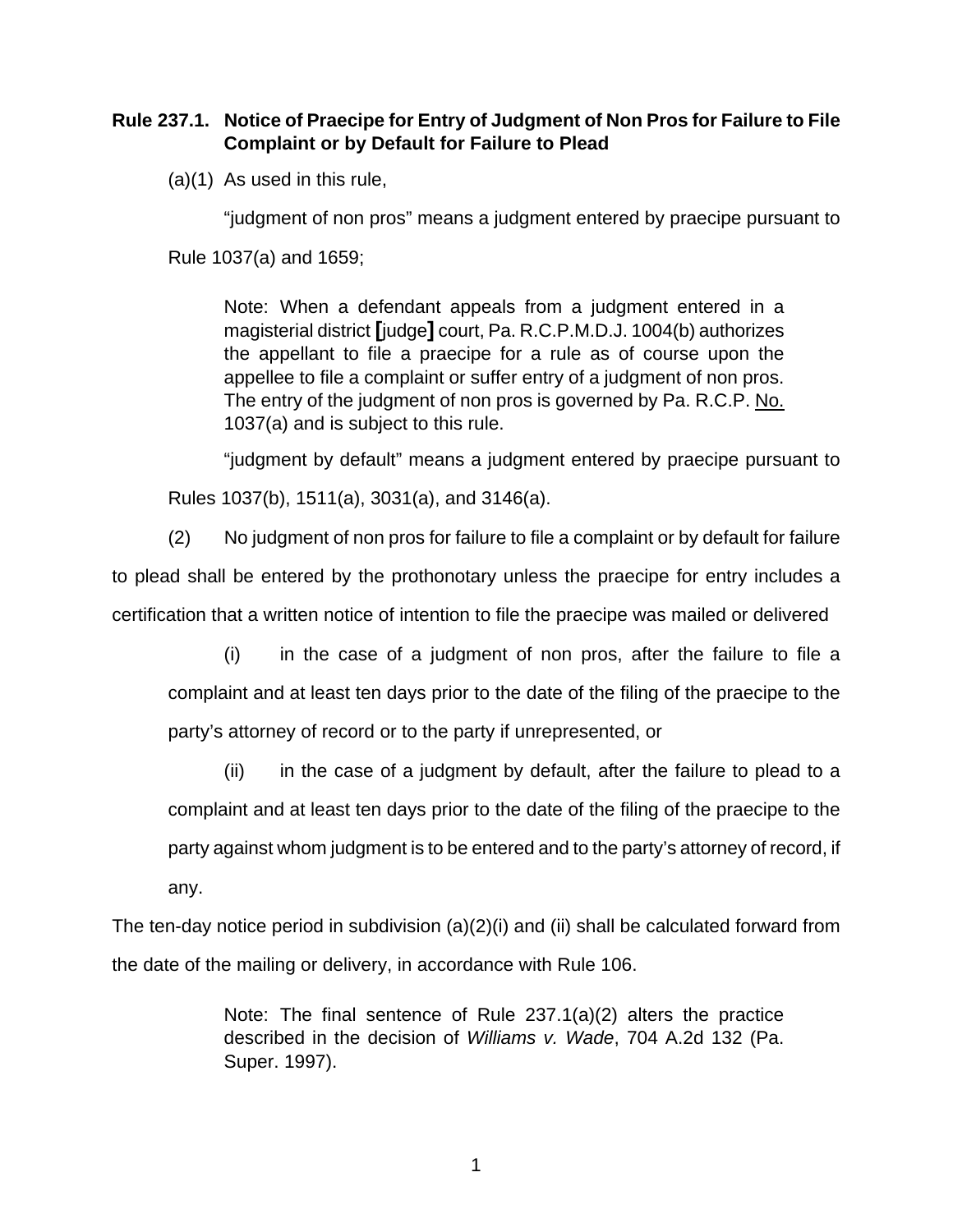**Rule 237.1. Notice of Praecipe for Entry of Judgment of Non Pros for Failure to File Complaint or by Default for Failure to Plead**

(a)(1) As used in this rule,

"judgment of non pros" means a judgment entered by praecipe pursuant to Rule 1037(a) and 1659;

> Note: When a defendant appeals from a judgment entered in a magisterial district [judge] court, Pa. R.C.P.M.D.J. 1004(b) authorizes the appellant to file a praecipe for a rule as of course upon the appellee to file a complaint or suffer entry of a judgment of non pros. The entry of the judgment of non pros is governed by Pa. R.C.P. No. 1037(a) and is subject to this rule.

"judgment by default" means a judgment entered by praecipe pursuant to Rules 1037(b), 1511(a), 3031(a), and 3146(a).

(2) No judgment of non pros for failure to file a complaint or by default for failure to plead shall be entered by the prothonotary unless the praecipe for entry includes a certification that a written notice of intention to file the praecipe was mailed or delivered

(i) in the case of a judgment of non pros, after the failure to file a complaint and at least ten days prior to the date of the filing of the praecipe to the party's attorney of record or to the party if unrepresented, or

(ii) in the case of a judgment by default, after the failure to plead to a complaint and at least ten days prior to the date of the filing of the praecipe to the party against whom judgment is to be entered and to the party's attorney of record, if any.

The ten-day notice period in subdivision (a)(2)(i) and (ii) shall be calculated forward from the date of the mailing or delivery, in accordance with Rule 106.

> Note: The final sentence of Rule 237.1(a)(2) alters the practice described in the decision of *Williams v. Wade*, 704 A.2d 132 (Pa. Super. 1997).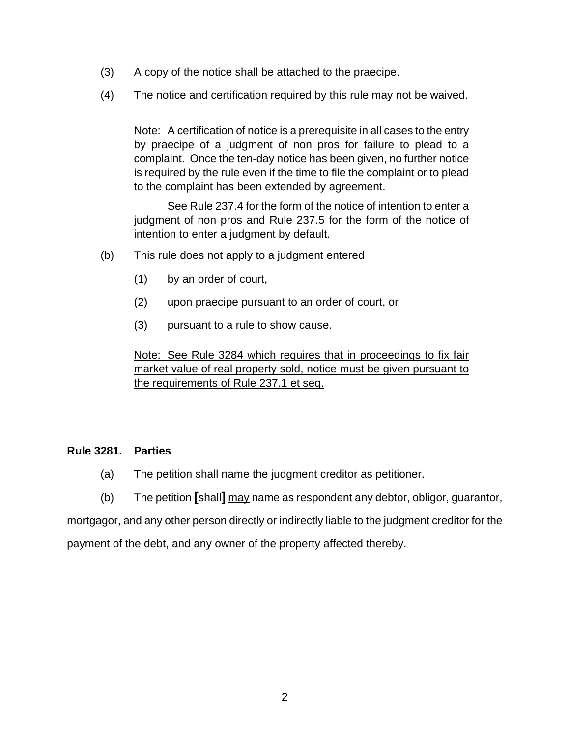(3) A copy of the notice shall be attached to the praecipe.

(4) The notice and certification required by this rule may not be waived.

Note: A certification of notice is a prerequisite in all cases to the entry by praecipe of a judgment of non pros for failure to plead to a complaint. Once the ten-day notice has been given, no further notice is required by the rule even if the time to file the complaint or to plead to the complaint has been extended by agreement.

See Rule 237.4 for the form of the notice of intention to enter a judgment of non pros and Rule 237.5 for the form of the notice of intention to enter a judgment by default.

(b) This rule does not apply to a judgment entered

(1) by an order of court,

(2) upon praecipe pursuant to an order of court, or

(3) pursuant to a rule to show cause.

<u>Note: See Rule 3284 which requires that in proceedings to fix fair market value of real property sold, notice must be given pursuant to the requirements of Rule 237.1 et seq.</u>

**Rule 3281. Parties**

(a) The petition shall name the judgment creditor as petitioner.

(b) The petition **[**shall**]** <u>may</u> name as respondent any debtor, obligor, guarantor, mortgagor, and any other person directly or indirectly liable to the judgment creditor for the payment of the debt, and any owner of the property affected thereby.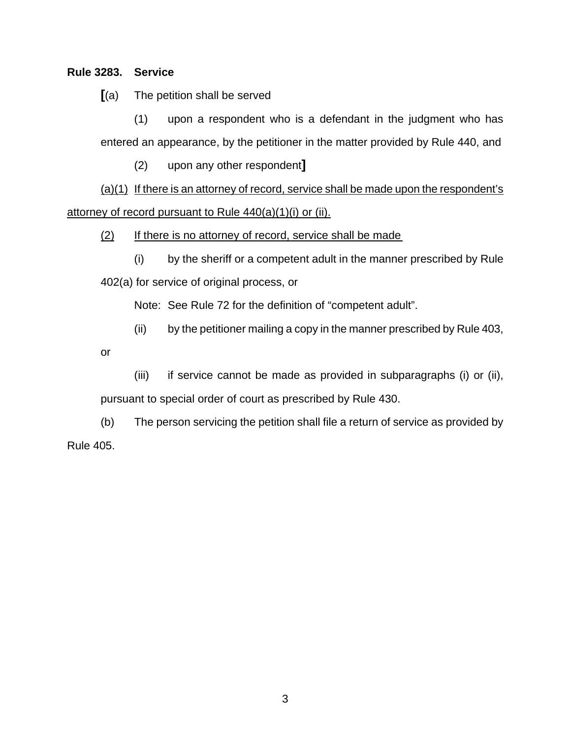**Rule 3283. Service**

[(a) The petition shall be served

(1) upon a respondent who is a defendant in the judgment who has entered an appearance, by the petitioner in the matter provided by Rule 440, and

(2) upon any other respondent]

<u>(a)(1) If there is an attorney of record, service shall be made upon the respondent's attorney of record pursuant to Rule 440(a)(1)(i) or (ii).</u>

<u>(2) If there is no attorney of record, service shall be made</u>

(i) by the sheriff or a competent adult in the manner prescribed by Rule 402(a) for service of original process, or

Note: See Rule 72 for the definition of "competent adult".

(ii) by the petitioner mailing a copy in the manner prescribed by Rule 403, or

(iii) if service cannot be made as provided in subparagraphs (i) or (ii), pursuant to special order of court as prescribed by Rule 430.

(b) The person servicing the petition shall file a return of service as provided by Rule 405.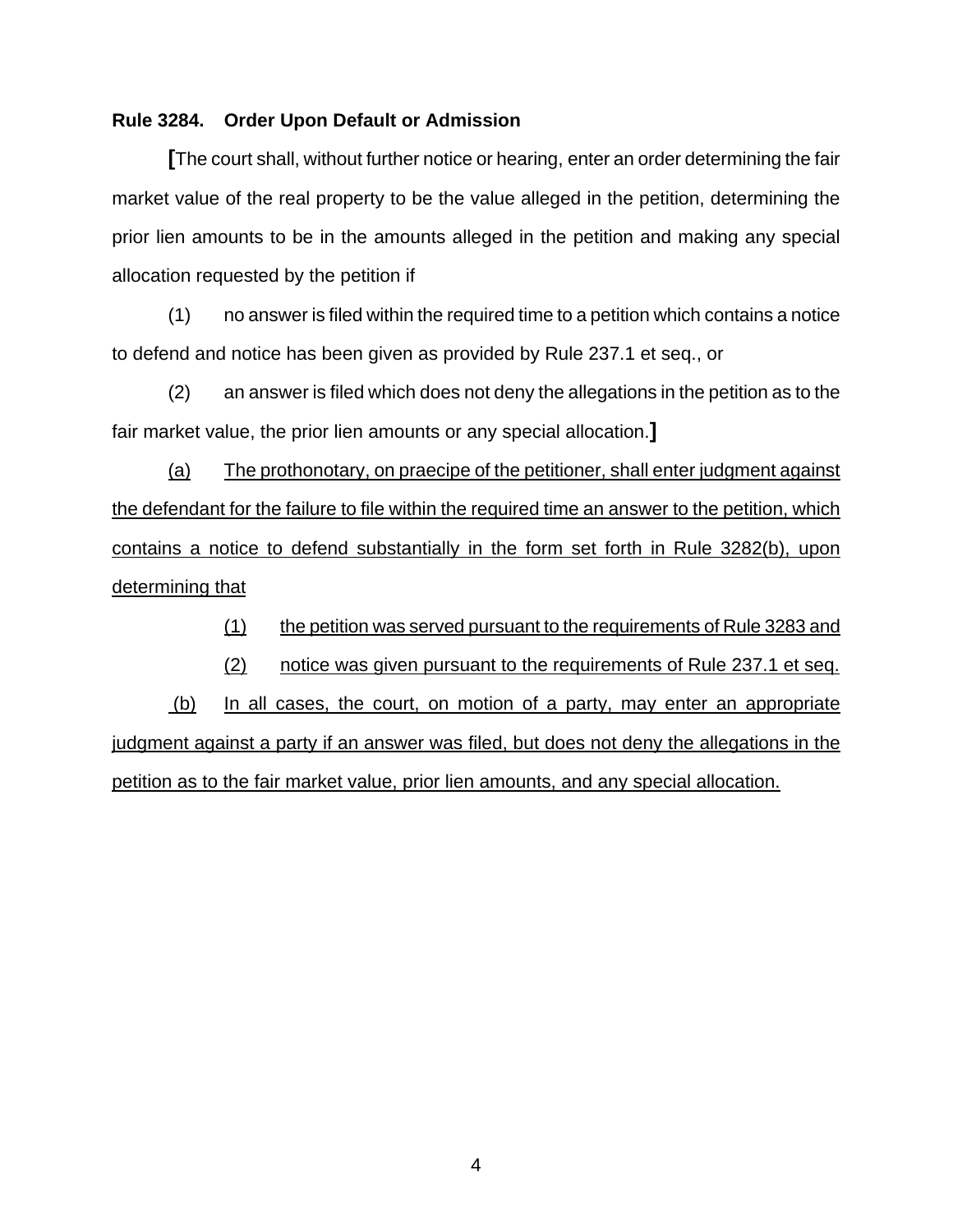**Rule 3284. Order Upon Default or Admission**

**[**The court shall, without further notice or hearing, enter an order determining the fair market value of the real property to be the value alleged in the petition, determining the prior lien amounts to be in the amounts alleged in the petition and making any special allocation requested by the petition if

(1) no answer is filed within the required time to a petition which contains a notice to defend and notice has been given as provided by Rule 237.1 et seq., or

(2) an answer is filed which does not deny the allegations in the petition as to the fair market value, the prior lien amounts or any special allocation.**]**

<u>(a) The prothonotary, on praecipe of the petitioner, shall enter judgment against the defendant for the failure to file within the required time an answer to the petition, which contains a notice to defend substantially in the form set forth in Rule 3282(b), upon determining that</u>

<u>(1) the petition was served pursuant to the requirements of Rule 3283 and</u>

<u>(2) notice was given pursuant to the requirements of Rule 237.1 et seq.</u>

<u>(b) In all cases, the court, on motion of a party, may enter an appropriate judgment against a party if an answer was filed, but does not deny the allegations in the petition as to the fair market value, prior lien amounts, and any special allocation.</u>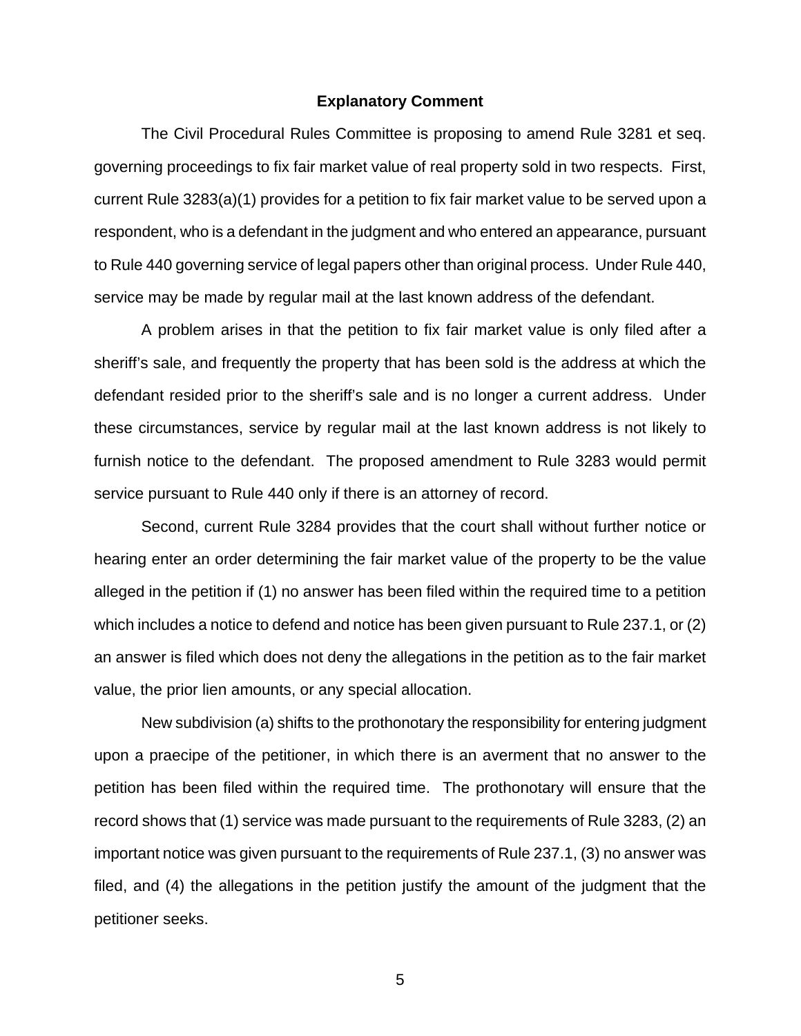**Explanatory Comment**

The Civil Procedural Rules Committee is proposing to amend Rule 3281 et seq. governing proceedings to fix fair market value of real property sold in two respects. First, current Rule 3283(a)(1) provides for a petition to fix fair market value to be served upon a respondent, who is a defendant in the judgment and who entered an appearance, pursuant to Rule 440 governing service of legal papers other than original process. Under Rule 440, service may be made by regular mail at the last known address of the defendant.

A problem arises in that the petition to fix fair market value is only filed after a sheriff's sale, and frequently the property that has been sold is the address at which the defendant resided prior to the sheriff's sale and is no longer a current address. Under these circumstances, service by regular mail at the last known address is not likely to furnish notice to the defendant. The proposed amendment to Rule 3283 would permit service pursuant to Rule 440 only if there is an attorney of record.

Second, current Rule 3284 provides that the court shall without further notice or hearing enter an order determining the fair market value of the property to be the value alleged in the petition if (1) no answer has been filed within the required time to a petition which includes a notice to defend and notice has been given pursuant to Rule 237.1, or (2) an answer is filed which does not deny the allegations in the petition as to the fair market value, the prior lien amounts, or any special allocation.

New subdivision (a) shifts to the prothonotary the responsibility for entering judgment upon a praecipe of the petitioner, in which there is an averment that no answer to the petition has been filed within the required time. The prothonotary will ensure that the record shows that (1) service was made pursuant to the requirements of Rule 3283, (2) an important notice was given pursuant to the requirements of Rule 237.1, (3) no answer was filed, and (4) the allegations in the petition justify the amount of the judgment that the petitioner seeks.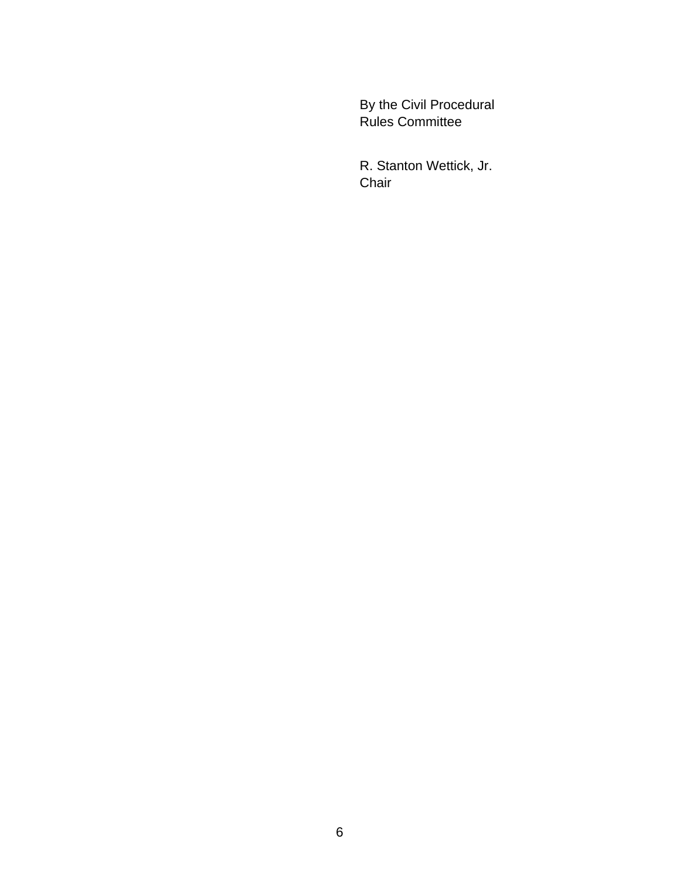By the Civil Procedural
Rules Committee

R. Stanton Wettick, Jr.
Chair